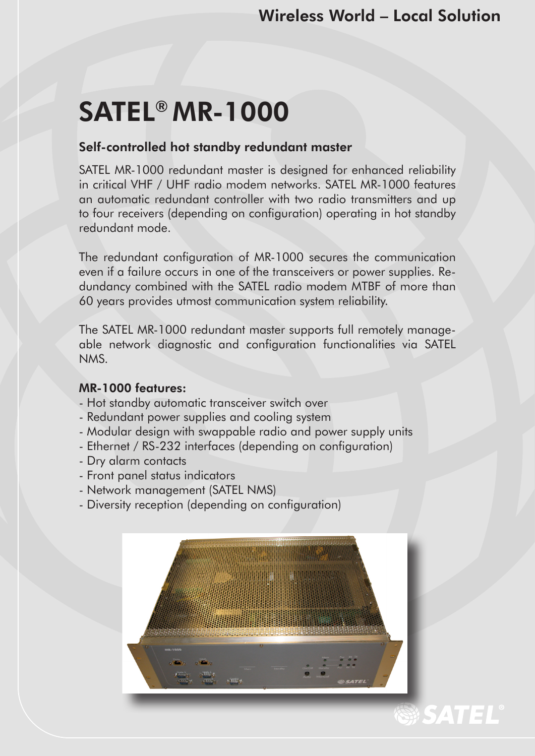Wireless World – Local Solution

# SATEL® MR-1000

### Self-controlled hot standby redundant master

SATEL MR-1000 redundant master is designed for enhanced reliability in critical VHF / UHF radio modem networks. SATEL MR-1000 features an automatic redundant controller with two radio transmitters and up to four receivers (depending on configuration) operating in hot standby redundant mode.

The redundant configuration of MR-1000 secures the communication even if a failure occurs in one of the transceivers or power supplies. Redundancy combined with the SATEL radio modem MTBF of more than 60 years provides utmost communication system reliability.

The SATEL MR-1000 redundant master supports full remotely manageable network diagnostic and configuration functionalities via SATEL NMS.

### MR-1000 features:

- Hot standby automatic transceiver switch over
- Redundant power supplies and cooling system
- Modular design with swappable radio and power supply units
- Ethernet / RS-232 interfaces (depending on configuration)
- Dry alarm contacts
- Front panel status indicators
- Network management (SATEL NMS)
- Diversity reception (depending on configuration)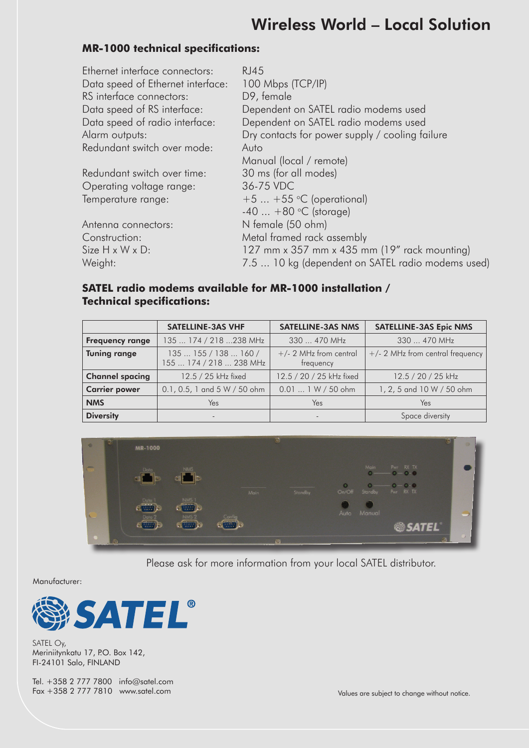# Wireless World – Local Solution

### MR-1000 technical specifications:

| | |
|---|---|
| Ethernet interface connectors: | RJ45 |
| Data speed of Ethernet interface: | 100 Mbps (TCP/IP) |
| RS interface connectors: | D9, female |
| Data speed of RS interface: | Dependent on SATEL radio modems used |
| Data speed of radio interface: | Dependent on SATEL radio modems used |
| Alarm outputs: | Dry contacts for power supply / cooling failure |
| Redundant switch over mode: | Auto<br>Manual (local / remote) |
| Redundant switch over time: | 30 ms (for all modes) |
| Operating voltage range: | 36-75 VDC |
| Temperature range: | +5 ... +55 °C (operational)<br>-40 ... +80 °C (storage) |
| Antenna connectors: | N female (50 ohm) |
| Construction: | Metal framed rack assembly |
| Size H x W x D: | 127 mm x 357 mm x 435 mm (19" rack mounting) |
| Weight: | 7.5 ... 10 kg (dependent on SATEL radio modems used) |

### SATEL radio modems available for MR-1000 installation / Technical specifications:

| | SATELLINE-3AS VHF | SATELLINE-3AS NMS | SATELLINE-3AS Epic NMS |
|---|---|---|---|
| **Frequency range** | 135 ... 174 / 218 ...238 MHz | 330 ... 470 MHz | 330 ... 470 MHz |
| **Tuning range** | 135 ... 155 / 138 ... 160 / 155 ... 174 / 218 ... 238 MHz | +/- 2 MHz from central frequency | +/- 2 MHz from central frequency |
| **Channel spacing** | 12.5 / 25 kHz fixed | 12.5 / 20 / 25 kHz fixed | 12.5 / 20 / 25 kHz |
| **Carrier power** | 0.1, 0.5, 1 and 5 W / 50 ohm | 0.01 ... 1 W / 50 ohm | 1, 2, 5 and 10 W / 50 ohm |
| **NMS** | Yes | Yes | Yes |
| **Diversity** | - | - | Space diversity |

Please ask for more information from your local SATEL distributor.

Manufacturer:

SATEL Oy,
Meriniitynkatu 17, P.O. Box 142,
FI-24101 Salo, FINLAND

Tel. +358 2 777 7800 info@satel.com
Fax +358 2 777 7810 www.satel.com

Values are subject to change without notice.